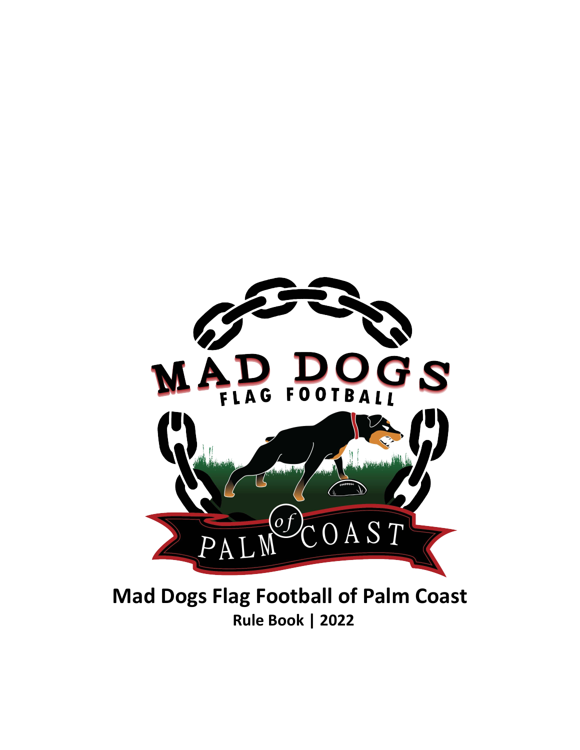# Mad Dogs Flag Football of Palm Coast

**Rule Book | 2022**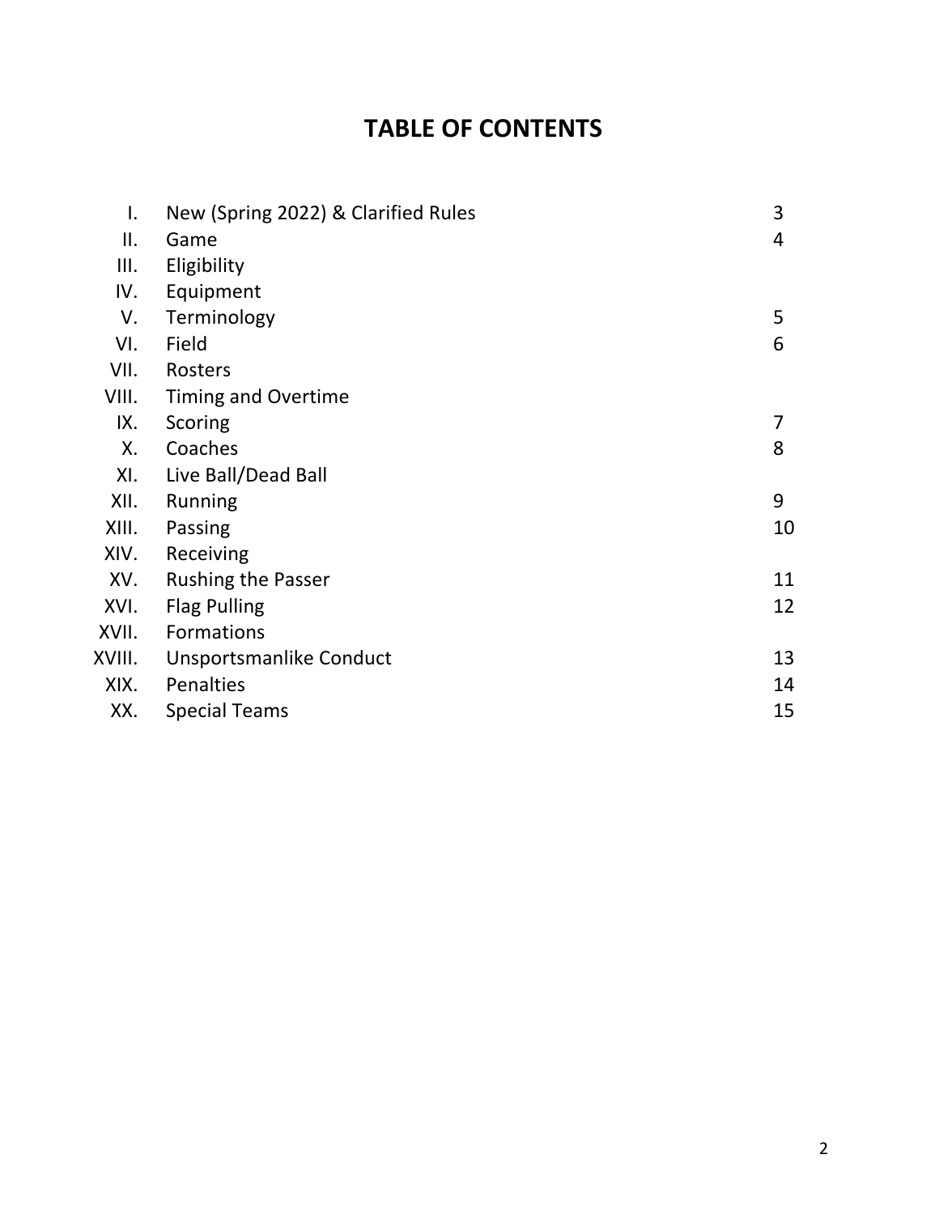# TABLE OF CONTENTS

| | | |
|---|---|---|
| I. | New (Spring 2022) & Clarified Rules | 3 |
| II. | Game | 4 |
| III. | Eligibility | |
| IV. | Equipment | |
| V. | Terminology | 5 |
| VI. | Field | 6 |
| VII. | Rosters | |
| VIII. | Timing and Overtime | |
| IX. | Scoring | 7 |
| X. | Coaches | 8 |
| XI. | Live Ball/Dead Ball | |
| XII. | Running | 9 |
| XIII. | Passing | 10 |
| XIV. | Receiving | |
| XV. | Rushing the Passer | 11 |
| XVI. | Flag Pulling | 12 |
| XVII. | Formations | |
| XVIII. | Unsportsmanlike Conduct | 13 |
| XIX. | Penalties | 14 |
| XX. | Special Teams | 15 |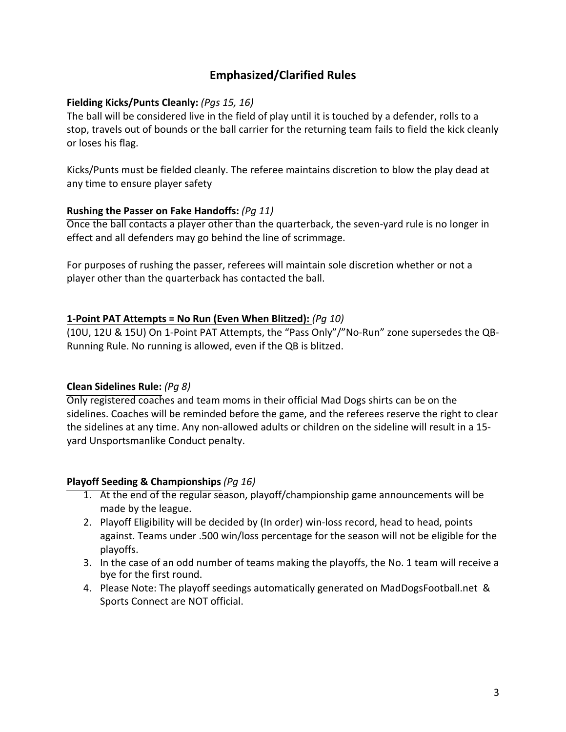# Emphasized/Clarified Rules

**Fielding Kicks/Punts Cleanly:** *(Pgs 15, 16)*

The ball will be considered live in the field of play until it is touched by a defender, rolls to a stop, travels out of bounds or the ball carrier for the returning team fails to field the kick cleanly or loses his flag.

Kicks/Punts must be fielded cleanly. The referee maintains discretion to blow the play dead at any time to ensure player safety

**Rushing the Passer on Fake Handoffs:** *(Pg 11)*

Once the ball contacts a player other than the quarterback, the seven-yard rule is no longer in effect and all defenders may go behind the line of scrimmage.

For purposes of rushing the passer, referees will maintain sole discretion whether or not a player other than the quarterback has contacted the ball.

**1-Point PAT Attempts = No Run (Even When Blitzed):** *(Pg 10)*

(10U, 12U & 15U) On 1-Point PAT Attempts, the "Pass Only"/"No-Run" zone supersedes the QB-Running Rule. No running is allowed, even if the QB is blitzed.

**Clean Sidelines Rule:** *(Pg 8)*

Only registered coaches and team moms in their official Mad Dogs shirts can be on the sidelines. Coaches will be reminded before the game, and the referees reserve the right to clear the sidelines at any time. Any non-allowed adults or children on the sideline will result in a 15-yard Unsportsmanlike Conduct penalty.

**Playoff Seeding & Championships** *(Pg 16)*

1. At the end of the regular season, playoff/championship game announcements will be made by the league.
2. Playoff Eligibility will be decided by (In order) win-loss record, head to head, points against. Teams under .500 win/loss percentage for the season will not be eligible for the playoffs.
3. In the case of an odd number of teams making the playoffs, the No. 1 team will receive a bye for the first round.
4. Please Note: The playoff seedings automatically generated on MadDogsFootball.net & Sports Connect are NOT official.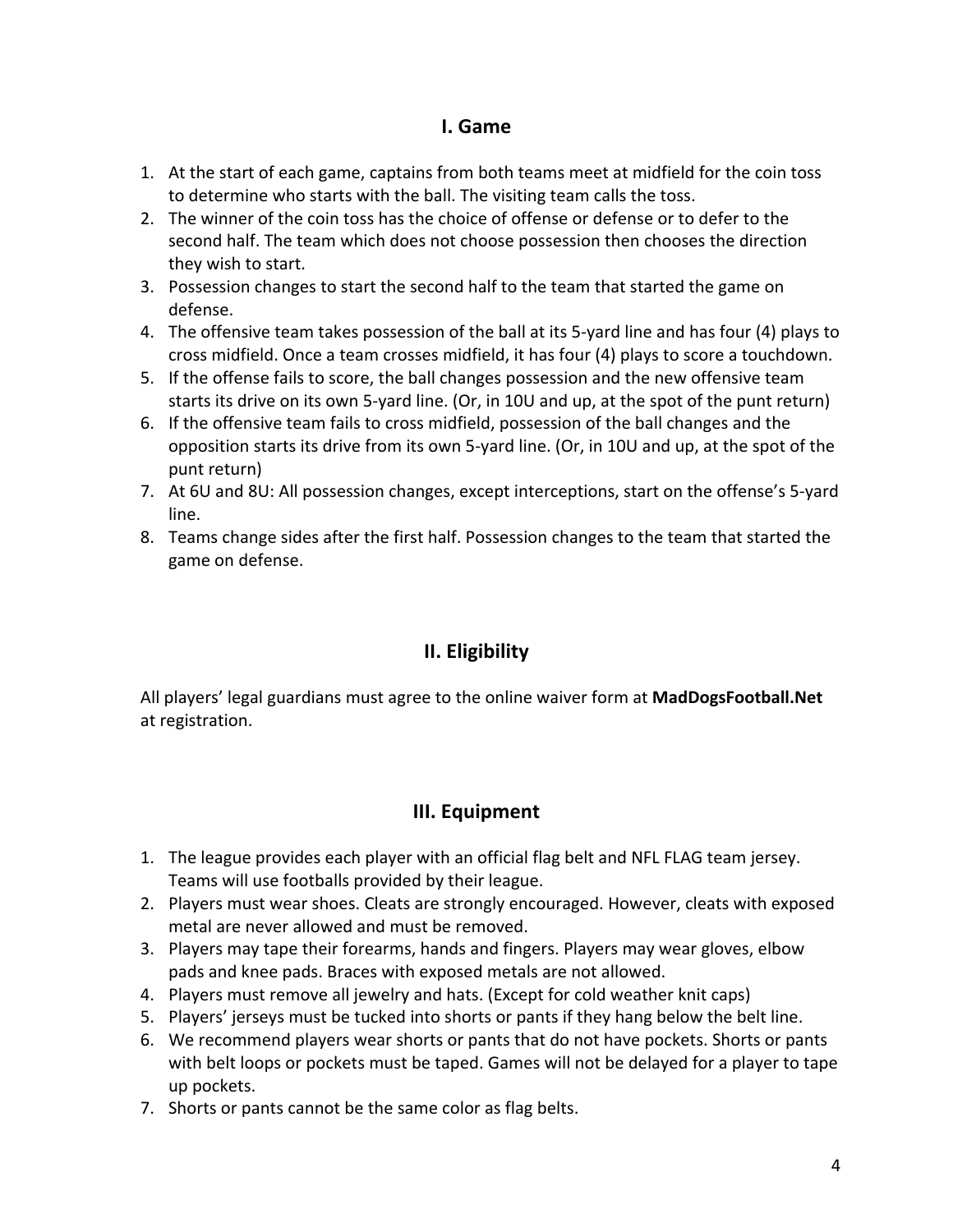## I. Game

1. At the start of each game, captains from both teams meet at midfield for the coin toss to determine who starts with the ball. The visiting team calls the toss.
2. The winner of the coin toss has the choice of offense or defense or to defer to the second half. The team which does not choose possession then chooses the direction they wish to start.
3. Possession changes to start the second half to the team that started the game on defense.
4. The offensive team takes possession of the ball at its 5-yard line and has four (4) plays to cross midfield. Once a team crosses midfield, it has four (4) plays to score a touchdown.
5. If the offense fails to score, the ball changes possession and the new offensive team starts its drive on its own 5-yard line. (Or, in 10U and up, at the spot of the punt return)
6. If the offensive team fails to cross midfield, possession of the ball changes and the opposition starts its drive from its own 5-yard line. (Or, in 10U and up, at the spot of the punt return)
7. At 6U and 8U: All possession changes, except interceptions, start on the offense's 5-yard line.
8. Teams change sides after the first half. Possession changes to the team that started the game on defense.

## II. Eligibility

All players' legal guardians must agree to the online waiver form at **MadDogsFootball.Net** at registration.

## III. Equipment

1. The league provides each player with an official flag belt and NFL FLAG team jersey. Teams will use footballs provided by their league.
2. Players must wear shoes. Cleats are strongly encouraged. However, cleats with exposed metal are never allowed and must be removed.
3. Players may tape their forearms, hands and fingers. Players may wear gloves, elbow pads and knee pads. Braces with exposed metals are not allowed.
4. Players must remove all jewelry and hats. (Except for cold weather knit caps)
5. Players' jerseys must be tucked into shorts or pants if they hang below the belt line.
6. We recommend players wear shorts or pants that do not have pockets. Shorts or pants with belt loops or pockets must be taped. Games will not be delayed for a player to tape up pockets.
7. Shorts or pants cannot be the same color as flag belts.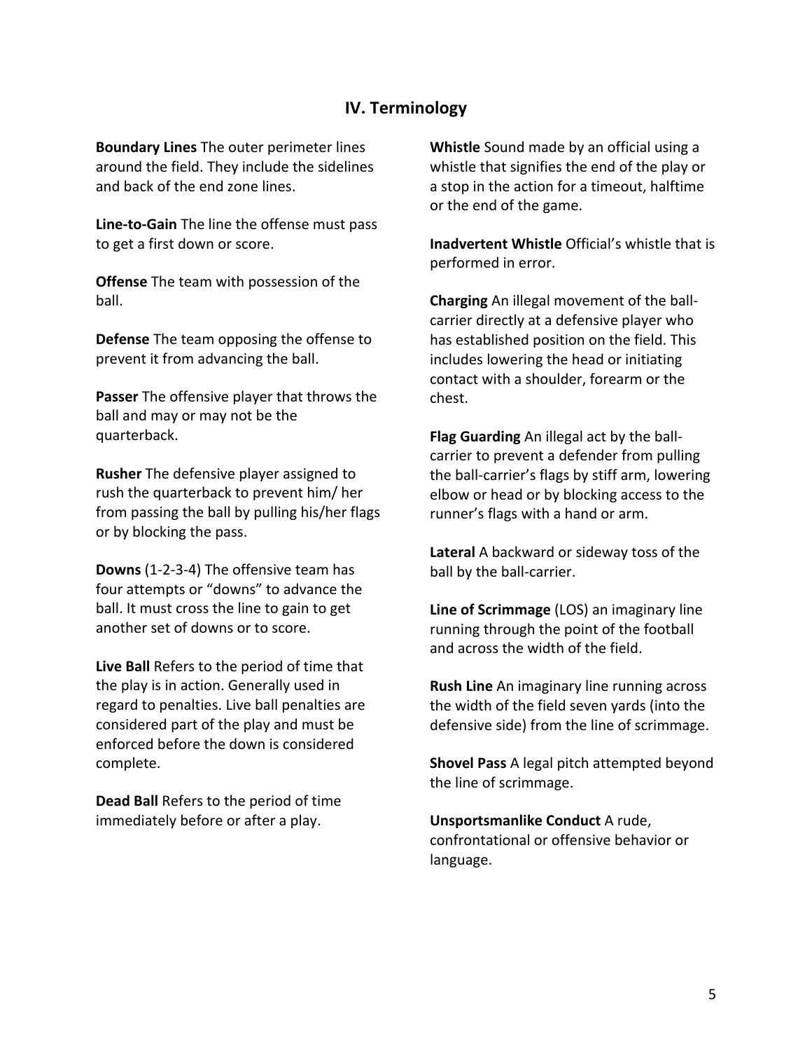## IV. Terminology

**Boundary Lines** The outer perimeter lines around the field. They include the sidelines and back of the end zone lines.

**Line-to-Gain** The line the offense must pass to get a first down or score.

**Offense** The team with possession of the ball.

**Defense** The team opposing the offense to prevent it from advancing the ball.

**Passer** The offensive player that throws the ball and may or may not be the quarterback.

**Rusher** The defensive player assigned to rush the quarterback to prevent him/ her from passing the ball by pulling his/her flags or by blocking the pass.

**Downs** (1-2-3-4) The offensive team has four attempts or "downs" to advance the ball. It must cross the line to gain to get another set of downs or to score.

**Live Ball** Refers to the period of time that the play is in action. Generally used in regard to penalties. Live ball penalties are considered part of the play and must be enforced before the down is considered complete.

**Dead Ball** Refers to the period of time immediately before or after a play.

**Whistle** Sound made by an official using a whistle that signifies the end of the play or a stop in the action for a timeout, halftime or the end of the game.

**Inadvertent Whistle** Official's whistle that is performed in error.

**Charging** An illegal movement of the ball-carrier directly at a defensive player who has established position on the field. This includes lowering the head or initiating contact with a shoulder, forearm or the chest.

**Flag Guarding** An illegal act by the ball-carrier to prevent a defender from pulling the ball-carrier's flags by stiff arm, lowering elbow or head or by blocking access to the runner's flags with a hand or arm.

**Lateral** A backward or sideway toss of the ball by the ball-carrier.

**Line of Scrimmage** (LOS) an imaginary line running through the point of the football and across the width of the field.

**Rush Line** An imaginary line running across the width of the field seven yards (into the defensive side) from the line of scrimmage.

**Shovel Pass** A legal pitch attempted beyond the line of scrimmage.

**Unsportsmanlike Conduct** A rude, confrontational or offensive behavior or language.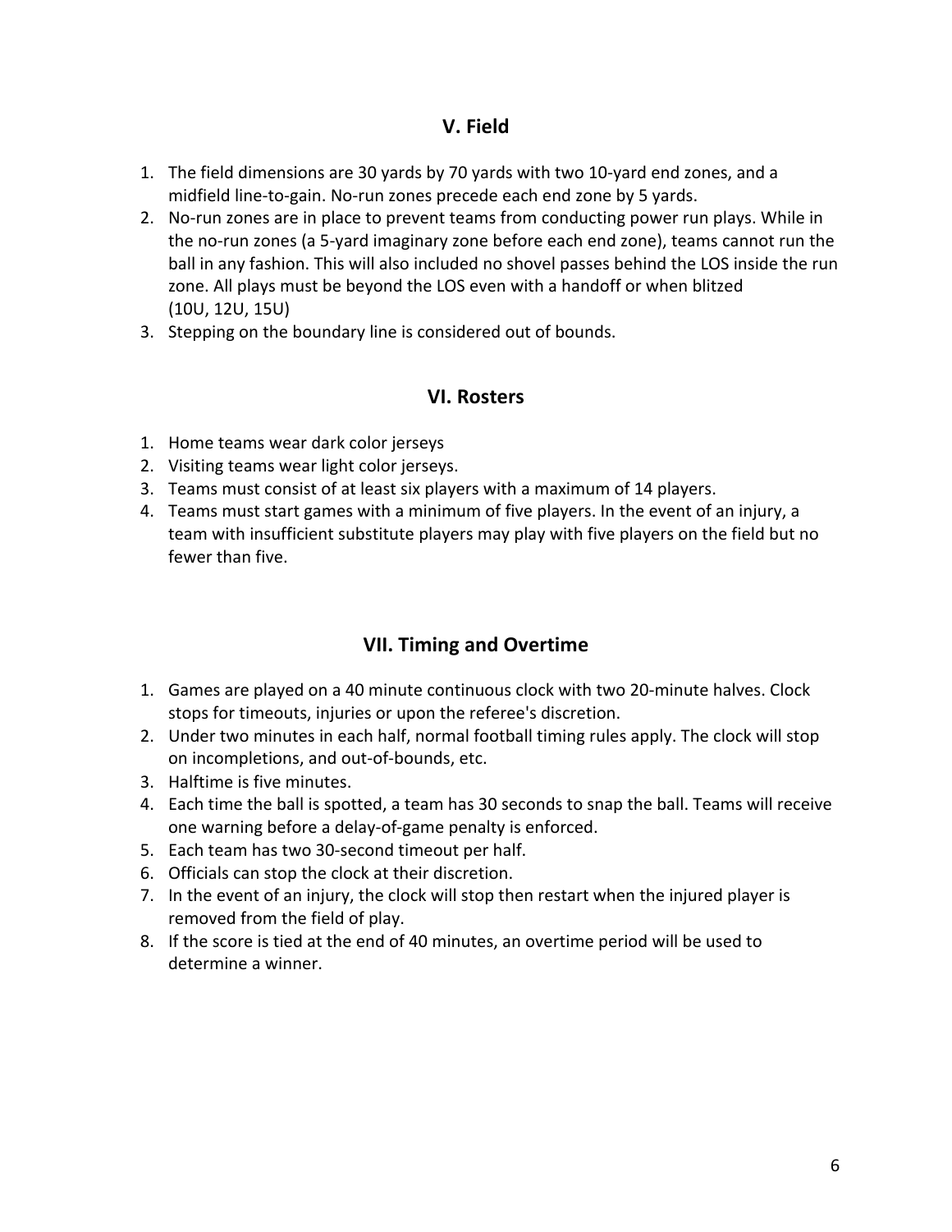## V. Field

1. The field dimensions are 30 yards by 70 yards with two 10-yard end zones, and a midfield line-to-gain. No-run zones precede each end zone by 5 yards.
2. No-run zones are in place to prevent teams from conducting power run plays. While in the no-run zones (a 5-yard imaginary zone before each end zone), teams cannot run the ball in any fashion. This will also included no shovel passes behind the LOS inside the run zone. All plays must be beyond the LOS even with a handoff or when blitzed (10U, 12U, 15U)
3. Stepping on the boundary line is considered out of bounds.

## VI. Rosters

1. Home teams wear dark color jerseys
2. Visiting teams wear light color jerseys.
3. Teams must consist of at least six players with a maximum of 14 players.
4. Teams must start games with a minimum of five players. In the event of an injury, a team with insufficient substitute players may play with five players on the field but no fewer than five.

## VII. Timing and Overtime

1. Games are played on a 40 minute continuous clock with two 20-minute halves. Clock stops for timeouts, injuries or upon the referee's discretion.
2. Under two minutes in each half, normal football timing rules apply. The clock will stop on incompletions, and out-of-bounds, etc.
3. Halftime is five minutes.
4. Each time the ball is spotted, a team has 30 seconds to snap the ball. Teams will receive one warning before a delay-of-game penalty is enforced.
5. Each team has two 30-second timeout per half.
6. Officials can stop the clock at their discretion.
7. In the event of an injury, the clock will stop then restart when the injured player is removed from the field of play.
8. If the score is tied at the end of 40 minutes, an overtime period will be used to determine a winner.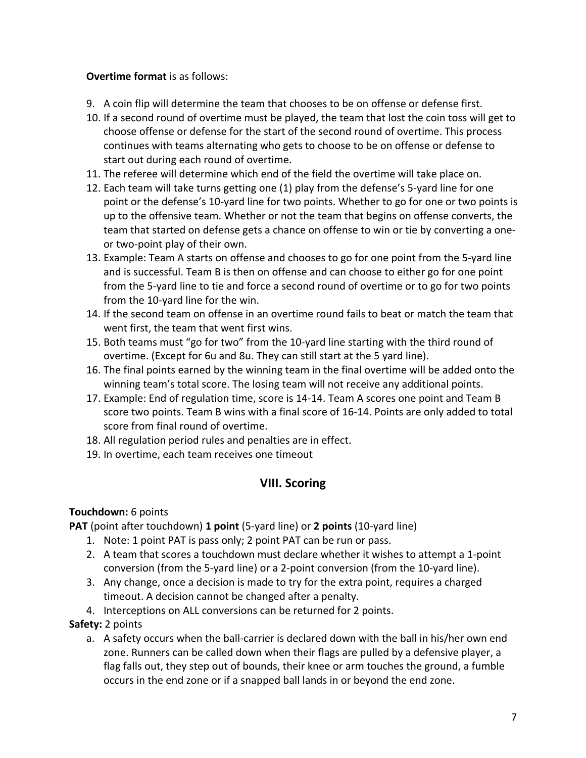**Overtime format** is as follows:

9. A coin flip will determine the team that chooses to be on offense or defense first.
10. If a second round of overtime must be played, the team that lost the coin toss will get to choose offense or defense for the start of the second round of overtime. This process continues with teams alternating who gets to choose to be on offense or defense to start out during each round of overtime.
11. The referee will determine which end of the field the overtime will take place on.
12. Each team will take turns getting one (1) play from the defense's 5-yard line for one point or the defense's 10-yard line for two points. Whether to go for one or two points is up to the offensive team. Whether or not the team that begins on offense converts, the team that started on defense gets a chance on offense to win or tie by converting a one- or two-point play of their own.
13. Example: Team A starts on offense and chooses to go for one point from the 5-yard line and is successful. Team B is then on offense and can choose to either go for one point from the 5-yard line to tie and force a second round of overtime or to go for two points from the 10-yard line for the win.
14. If the second team on offense in an overtime round fails to beat or match the team that went first, the team that went first wins.
15. Both teams must "go for two" from the 10-yard line starting with the third round of overtime. (Except for 6u and 8u. They can still start at the 5 yard line).
16. The final points earned by the winning team in the final overtime will be added onto the winning team's total score. The losing team will not receive any additional points.
17. Example: End of regulation time, score is 14-14. Team A scores one point and Team B score two points. Team B wins with a final score of 16-14. Points are only added to total score from final round of overtime.
18. All regulation period rules and penalties are in effect.
19. In overtime, each team receives one timeout

## VIII. Scoring

**Touchdown:** 6 points

**PAT** (point after touchdown) **1 point** (5-yard line) or **2 points** (10-yard line)

1. Note: 1 point PAT is pass only; 2 point PAT can be run or pass.
2. A team that scores a touchdown must declare whether it wishes to attempt a 1-point conversion (from the 5-yard line) or a 2-point conversion (from the 10-yard line).
3. Any change, once a decision is made to try for the extra point, requires a charged timeout. A decision cannot be changed after a penalty.
4. Interceptions on ALL conversions can be returned for 2 points.

**Safety:** 2 points

a. A safety occurs when the ball-carrier is declared down with the ball in his/her own end zone. Runners can be called down when their flags are pulled by a defensive player, a flag falls out, they step out of bounds, their knee or arm touches the ground, a fumble occurs in the end zone or if a snapped ball lands in or beyond the end zone.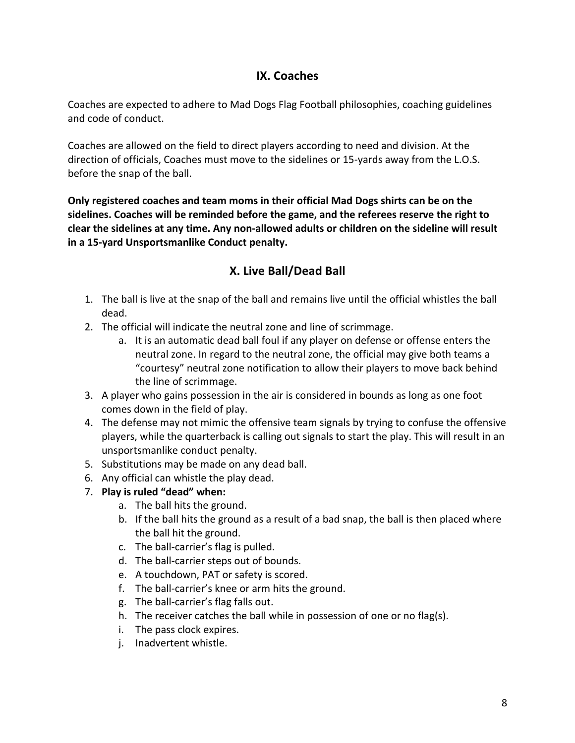## IX. Coaches

Coaches are expected to adhere to Mad Dogs Flag Football philosophies, coaching guidelines and code of conduct.

Coaches are allowed on the field to direct players according to need and division. At the direction of officials, Coaches must move to the sidelines or 15-yards away from the L.O.S. before the snap of the ball.

**Only registered coaches and team moms in their official Mad Dogs shirts can be on the sidelines. Coaches will be reminded before the game, and the referees reserve the right to clear the sidelines at any time. Any non-allowed adults or children on the sideline will result in a 15-yard Unsportsmanlike Conduct penalty.**

## X. Live Ball/Dead Ball

1. The ball is live at the snap of the ball and remains live until the official whistles the ball dead.
2. The official will indicate the neutral zone and line of scrimmage.
   a. It is an automatic dead ball foul if any player on defense or offense enters the neutral zone. In regard to the neutral zone, the official may give both teams a “courtesy” neutral zone notification to allow their players to move back behind the line of scrimmage.
3. A player who gains possession in the air is considered in bounds as long as one foot comes down in the field of play.
4. The defense may not mimic the offensive team signals by trying to confuse the offensive players, while the quarterback is calling out signals to start the play. This will result in an unsportsmanlike conduct penalty.
5. Substitutions may be made on any dead ball.
6. Any official can whistle the play dead.
7. **Play is ruled “dead” when:**
   a. The ball hits the ground.
   b. If the ball hits the ground as a result of a bad snap, the ball is then placed where the ball hit the ground.
   c. The ball-carrier’s flag is pulled.
   d. The ball-carrier steps out of bounds.
   e. A touchdown, PAT or safety is scored.
   f. The ball-carrier’s knee or arm hits the ground.
   g. The ball-carrier’s flag falls out.
   h. The receiver catches the ball while in possession of one or no flag(s).
   i. The pass clock expires.
   j. Inadvertent whistle.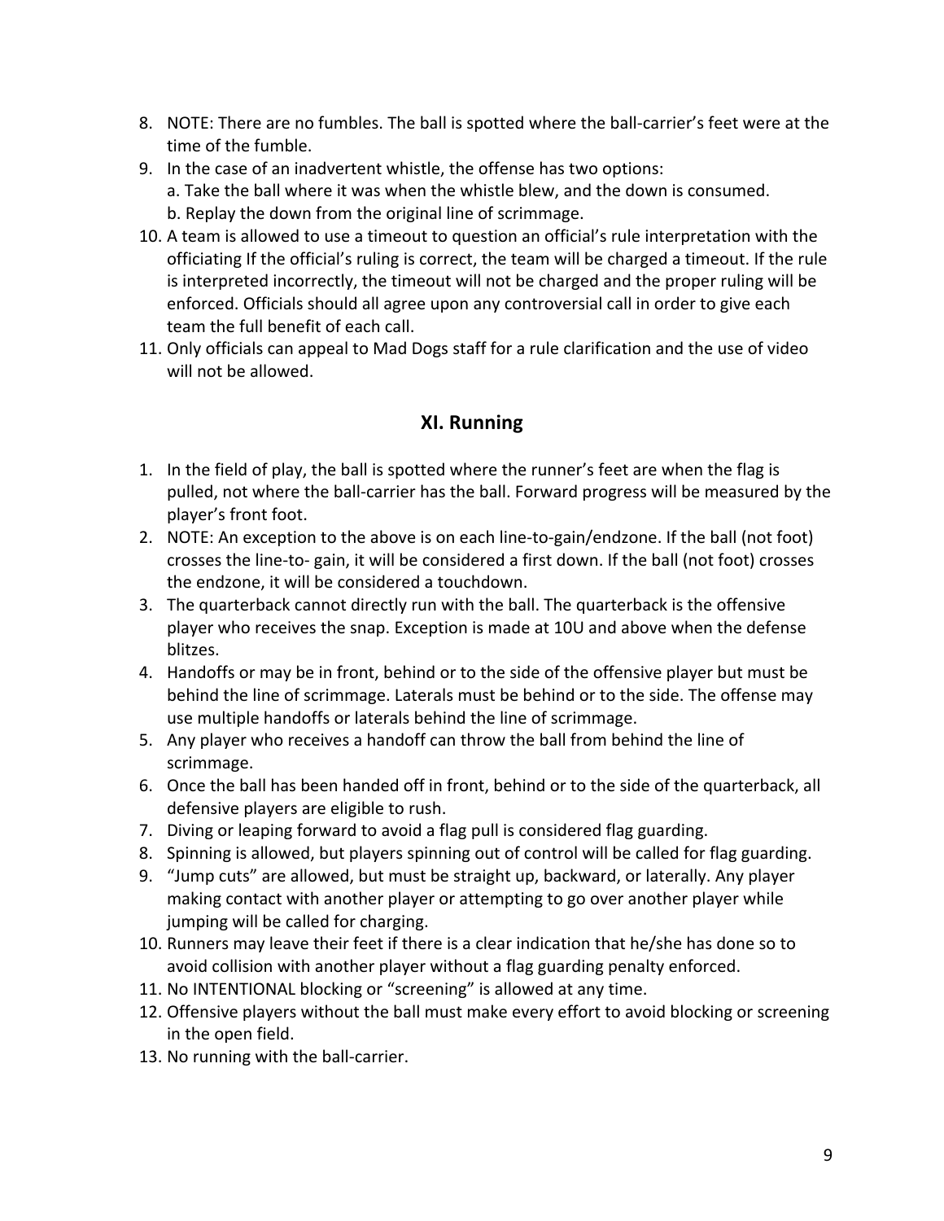8. NOTE: There are no fumbles. The ball is spotted where the ball-carrier's feet were at the time of the fumble.
9. In the case of an inadvertent whistle, the offense has two options:
   a. Take the ball where it was when the whistle blew, and the down is consumed.
   b. Replay the down from the original line of scrimmage.
10. A team is allowed to use a timeout to question an official's rule interpretation with the officiating If the official's ruling is correct, the team will be charged a timeout. If the rule is interpreted incorrectly, the timeout will not be charged and the proper ruling will be enforced. Officials should all agree upon any controversial call in order to give each team the full benefit of each call.
11. Only officials can appeal to Mad Dogs staff for a rule clarification and the use of video will not be allowed.

## XI. Running

1. In the field of play, the ball is spotted where the runner's feet are when the flag is pulled, not where the ball-carrier has the ball. Forward progress will be measured by the player's front foot.
2. NOTE: An exception to the above is on each line-to-gain/endzone. If the ball (not foot) crosses the line-to- gain, it will be considered a first down. If the ball (not foot) crosses the endzone, it will be considered a touchdown.
3. The quarterback cannot directly run with the ball. The quarterback is the offensive player who receives the snap. Exception is made at 10U and above when the defense blitzes.
4. Handoffs or may be in front, behind or to the side of the offensive player but must be behind the line of scrimmage. Laterals must be behind or to the side. The offense may use multiple handoffs or laterals behind the line of scrimmage.
5. Any player who receives a handoff can throw the ball from behind the line of scrimmage.
6. Once the ball has been handed off in front, behind or to the side of the quarterback, all defensive players are eligible to rush.
7. Diving or leaping forward to avoid a flag pull is considered flag guarding.
8. Spinning is allowed, but players spinning out of control will be called for flag guarding.
9. "Jump cuts" are allowed, but must be straight up, backward, or laterally. Any player making contact with another player or attempting to go over another player while jumping will be called for charging.
10. Runners may leave their feet if there is a clear indication that he/she has done so to avoid collision with another player without a flag guarding penalty enforced.
11. No INTENTIONAL blocking or "screening" is allowed at any time.
12. Offensive players without the ball must make every effort to avoid blocking or screening in the open field.
13. No running with the ball-carrier.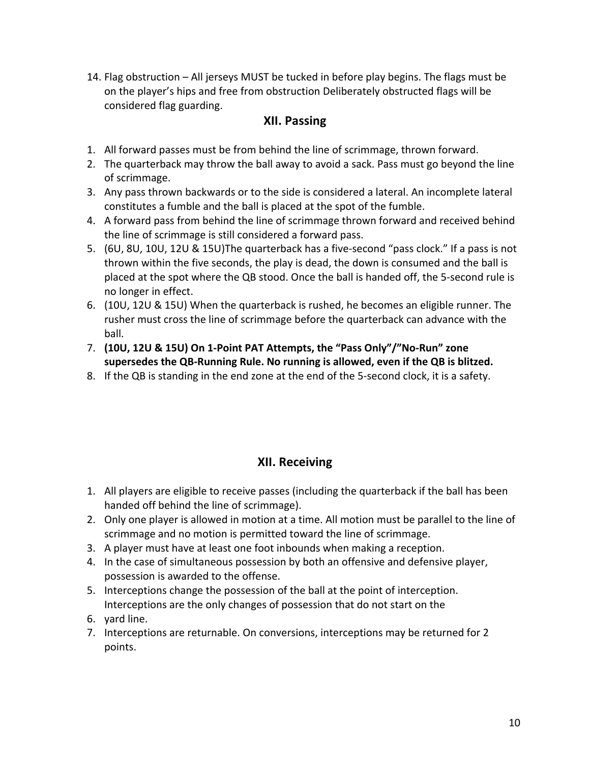14. Flag obstruction – All jerseys MUST be tucked in before play begins. The flags must be on the player's hips and free from obstruction Deliberately obstructed flags will be considered flag guarding.

## XII. Passing

1. All forward passes must be from behind the line of scrimmage, thrown forward.
2. The quarterback may throw the ball away to avoid a sack. Pass must go beyond the line of scrimmage.
3. Any pass thrown backwards or to the side is considered a lateral. An incomplete lateral constitutes a fumble and the ball is placed at the spot of the fumble.
4. A forward pass from behind the line of scrimmage thrown forward and received behind the line of scrimmage is still considered a forward pass.
5. (6U, 8U, 10U, 12U & 15U)The quarterback has a five-second "pass clock." If a pass is not thrown within the five seconds, the play is dead, the down is consumed and the ball is placed at the spot where the QB stood. Once the ball is handed off, the 5-second rule is no longer in effect.
6. (10U, 12U & 15U) When the quarterback is rushed, he becomes an eligible runner. The rusher must cross the line of scrimmage before the quarterback can advance with the ball.
7. **(10U, 12U & 15U) On 1-Point PAT Attempts, the "Pass Only"/"No-Run" zone supersedes the QB-Running Rule. No running is allowed, even if the QB is blitzed.**
8. If the QB is standing in the end zone at the end of the 5-second clock, it is a safety.

## XII. Receiving

1. All players are eligible to receive passes (including the quarterback if the ball has been handed off behind the line of scrimmage).
2. Only one player is allowed in motion at a time. All motion must be parallel to the line of scrimmage and no motion is permitted toward the line of scrimmage.
3. A player must have at least one foot inbounds when making a reception.
4. In the case of simultaneous possession by both an offensive and defensive player, possession is awarded to the offense.
5. Interceptions change the possession of the ball at the point of interception. Interceptions are the only changes of possession that do not start on the
6. yard line.
7. Interceptions are returnable. On conversions, interceptions may be returned for 2 points.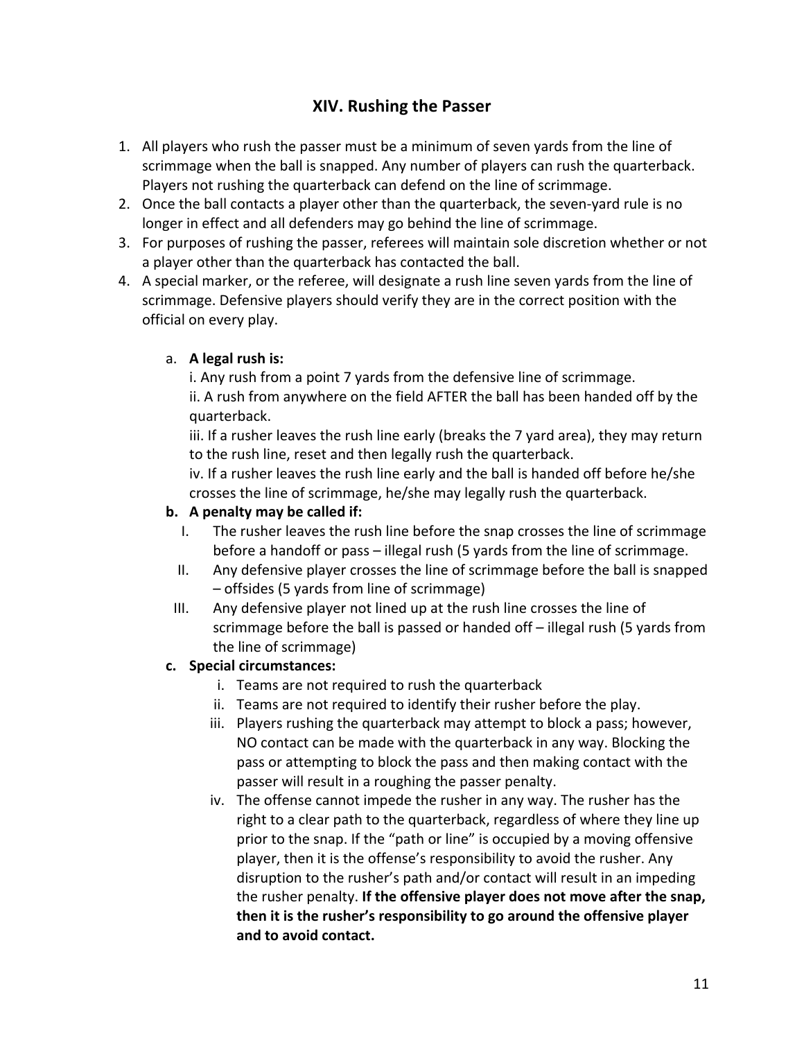## XIV. Rushing the Passer

1. All players who rush the passer must be a minimum of seven yards from the line of scrimmage when the ball is snapped. Any number of players can rush the quarterback. Players not rushing the quarterback can defend on the line of scrimmage.
2. Once the ball contacts a player other than the quarterback, the seven-yard rule is no longer in effect and all defenders may go behind the line of scrimmage.
3. For purposes of rushing the passer, referees will maintain sole discretion whether or not a player other than the quarterback has contacted the ball.
4. A special marker, or the referee, will designate a rush line seven yards from the line of scrimmage. Defensive players should verify they are in the correct position with the official on every play.

   a. **A legal rush is:**

      i. Any rush from a point 7 yards from the defensive line of scrimmage.

      ii. A rush from anywhere on the field AFTER the ball has been handed off by the quarterback.

      iii. If a rusher leaves the rush line early (breaks the 7 yard area), they may return to the rush line, reset and then legally rush the quarterback.

      iv. If a rusher leaves the rush line early and the ball is handed off before he/she crosses the line of scrimmage, he/she may legally rush the quarterback.

   b. **A penalty may be called if:**

      I. The rusher leaves the rush line before the snap crosses the line of scrimmage before a handoff or pass – illegal rush (5 yards from the line of scrimmage.

      II. Any defensive player crosses the line of scrimmage before the ball is snapped – offsides (5 yards from line of scrimmage)

      III. Any defensive player not lined up at the rush line crosses the line of scrimmage before the ball is passed or handed off – illegal rush (5 yards from the line of scrimmage)

   c. **Special circumstances:**

      i. Teams are not required to rush the quarterback

      ii. Teams are not required to identify their rusher before the play.

      iii. Players rushing the quarterback may attempt to block a pass; however, NO contact can be made with the quarterback in any way. Blocking the pass or attempting to block the pass and then making contact with the passer will result in a roughing the passer penalty.

      iv. The offense cannot impede the rusher in any way. The rusher has the right to a clear path to the quarterback, regardless of where they line up prior to the snap. If the "path or line" is occupied by a moving offensive player, then it is the offense's responsibility to avoid the rusher. Any disruption to the rusher's path and/or contact will result in an impeding the rusher penalty. **If the offensive player does not move after the snap, then it is the rusher's responsibility to go around the offensive player and to avoid contact.**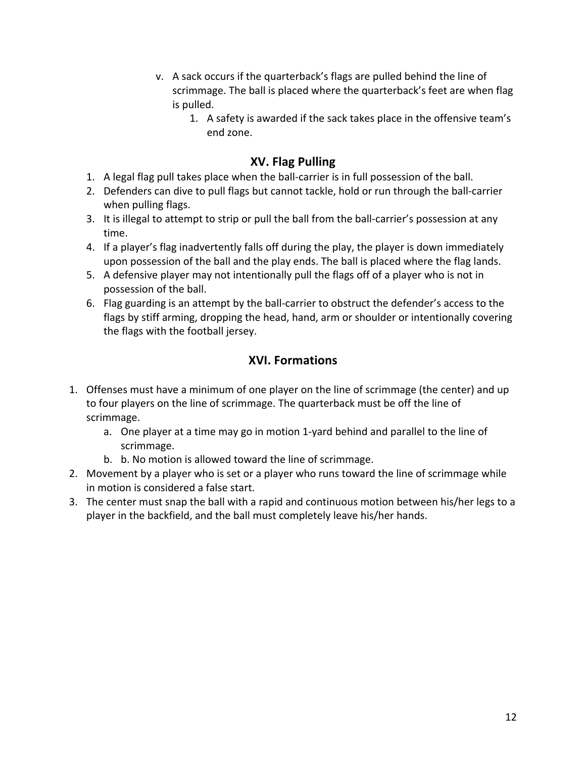v. A sack occurs if the quarterback's flags are pulled behind the line of scrimmage. The ball is placed where the quarterback's feet are when flag is pulled.
      1. A safety is awarded if the sack takes place in the offensive team's end zone.

## XV. Flag Pulling

1. A legal flag pull takes place when the ball-carrier is in full possession of the ball.
2. Defenders can dive to pull flags but cannot tackle, hold or run through the ball-carrier when pulling flags.
3. It is illegal to attempt to strip or pull the ball from the ball-carrier's possession at any time.
4. If a player's flag inadvertently falls off during the play, the player is down immediately upon possession of the ball and the play ends. The ball is placed where the flag lands.
5. A defensive player may not intentionally pull the flags off of a player who is not in possession of the ball.
6. Flag guarding is an attempt by the ball-carrier to obstruct the defender's access to the flags by stiff arming, dropping the head, hand, arm or shoulder or intentionally covering the flags with the football jersey.

## XVI. Formations

1. Offenses must have a minimum of one player on the line of scrimmage (the center) and up to four players on the line of scrimmage. The quarterback must be off the line of scrimmage.
   a. One player at a time may go in motion 1-yard behind and parallel to the line of scrimmage.
   b. b. No motion is allowed toward the line of scrimmage.
2. Movement by a player who is set or a player who runs toward the line of scrimmage while in motion is considered a false start.
3. The center must snap the ball with a rapid and continuous motion between his/her legs to a player in the backfield, and the ball must completely leave his/her hands.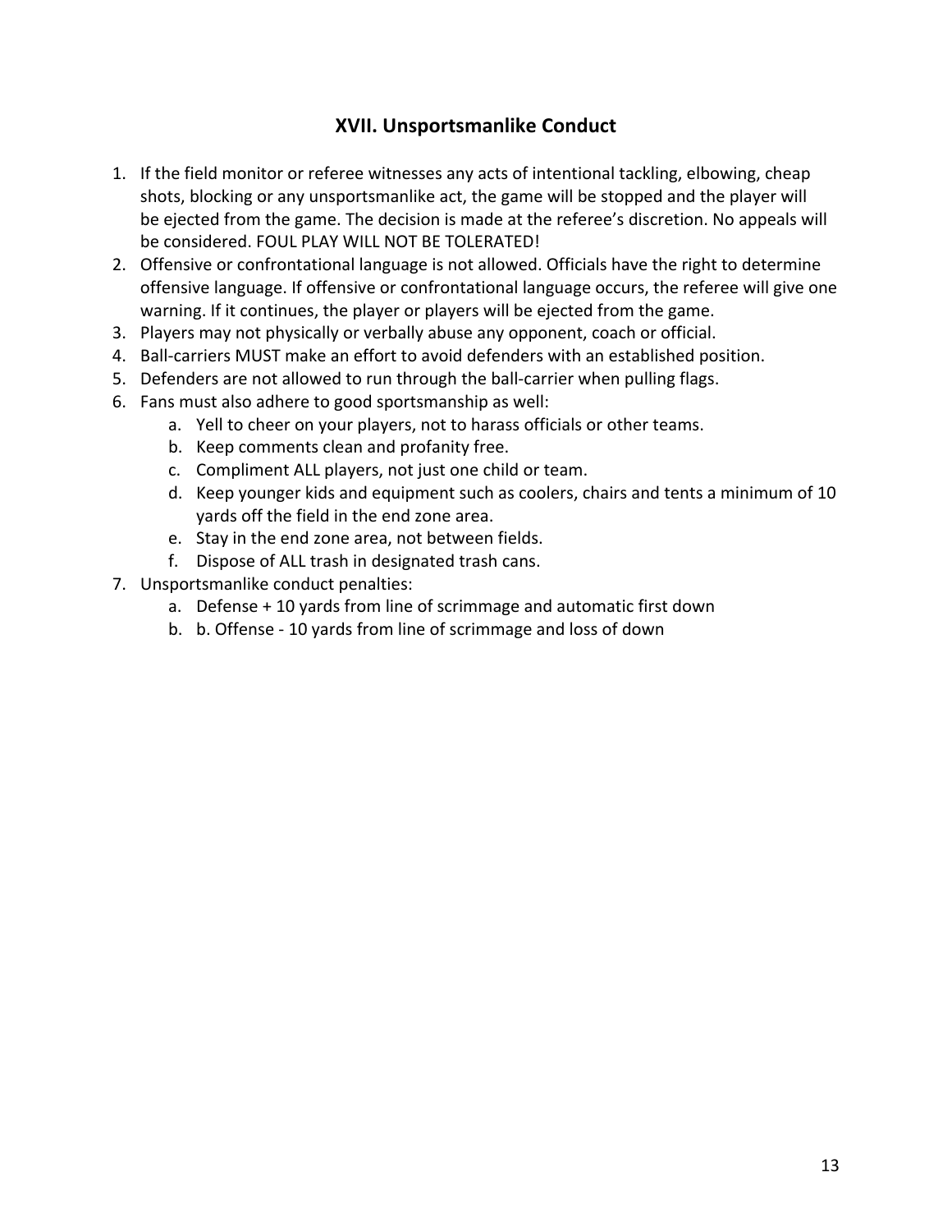## XVII. Unsportsmanlike Conduct

1. If the field monitor or referee witnesses any acts of intentional tackling, elbowing, cheap shots, blocking or any unsportsmanlike act, the game will be stopped and the player will be ejected from the game. The decision is made at the referee's discretion. No appeals will be considered. FOUL PLAY WILL NOT BE TOLERATED!
2. Offensive or confrontational language is not allowed. Officials have the right to determine offensive language. If offensive or confrontational language occurs, the referee will give one warning. If it continues, the player or players will be ejected from the game.
3. Players may not physically or verbally abuse any opponent, coach or official.
4. Ball-carriers MUST make an effort to avoid defenders with an established position.
5. Defenders are not allowed to run through the ball-carrier when pulling flags.
6. Fans must also adhere to good sportsmanship as well:
    a. Yell to cheer on your players, not to harass officials or other teams.
    b. Keep comments clean and profanity free.
    c. Compliment ALL players, not just one child or team.
    d. Keep younger kids and equipment such as coolers, chairs and tents a minimum of 10 yards off the field in the end zone area.
    e. Stay in the end zone area, not between fields.
    f. Dispose of ALL trash in designated trash cans.
7. Unsportsmanlike conduct penalties:
    a. Defense + 10 yards from line of scrimmage and automatic first down
    b. b. Offense - 10 yards from line of scrimmage and loss of down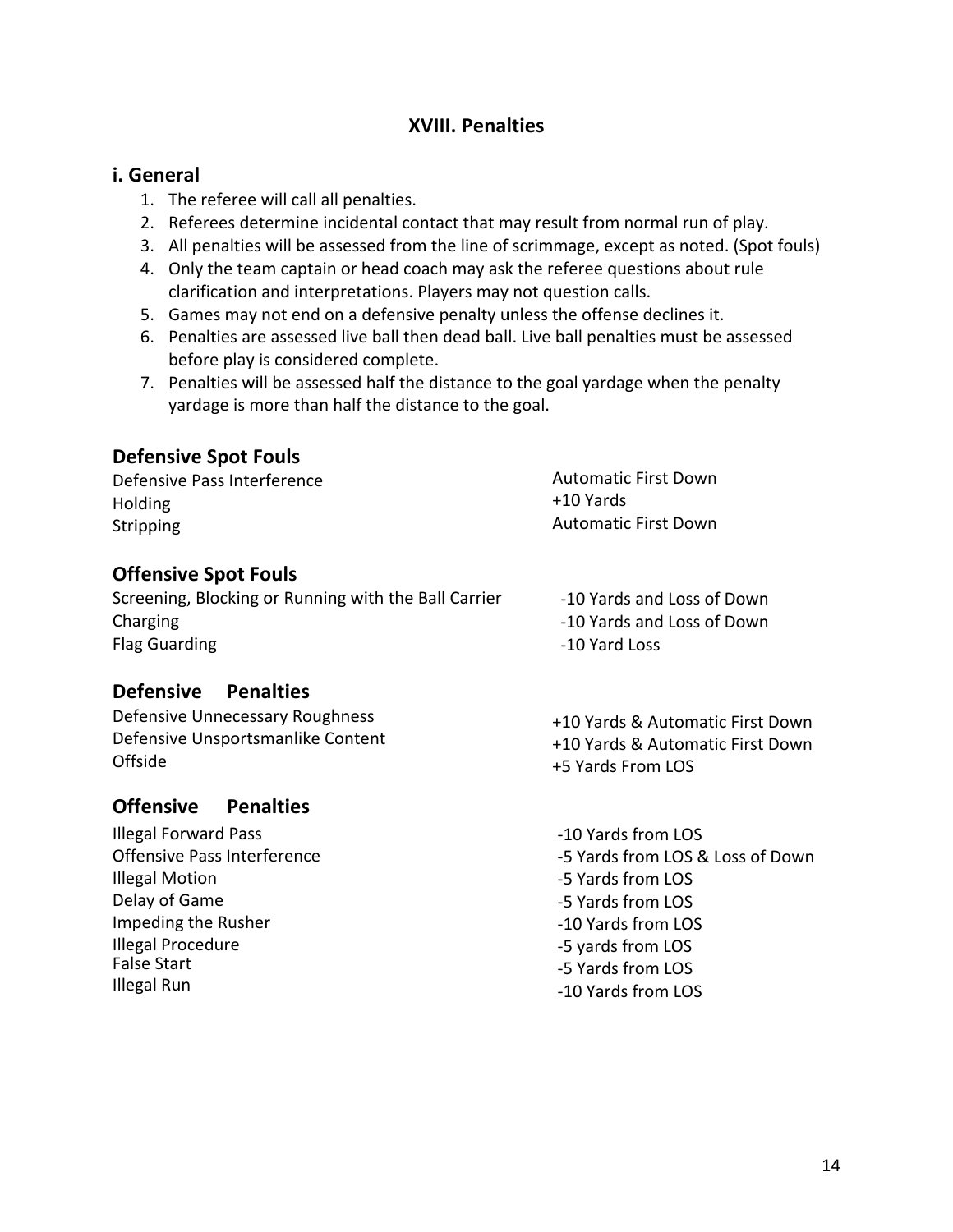## XVIII. Penalties

### i. General

1. The referee will call all penalties.
2. Referees determine incidental contact that may result from normal run of play.
3. All penalties will be assessed from the line of scrimmage, except as noted. (Spot fouls)
4. Only the team captain or head coach may ask the referee questions about rule clarification and interpretations. Players may not question calls.
5. Games may not end on a defensive penalty unless the offense declines it.
6. Penalties are assessed live ball then dead ball. Live ball penalties must be assessed before play is considered complete.
7. Penalties will be assessed half the distance to the goal yardage when the penalty yardage is more than half the distance to the goal.

### Defensive Spot Fouls

| | |
|---|---|
| Defensive Pass Interference | Automatic First Down |
| Holding | +10 Yards |
| Stripping | Automatic First Down |

### Offensive Spot Fouls

| | |
|---|---|
| Screening, Blocking or Running with the Ball Carrier | -10 Yards and Loss of Down |
| Charging | -10 Yards and Loss of Down |
| Flag Guarding | -10 Yard Loss |

### Defensive Penalties

| | |
|---|---|
| Defensive Unnecessary Roughness | +10 Yards & Automatic First Down |
| Defensive Unsportsmanlike Content | +10 Yards & Automatic First Down |
| Offside | +5 Yards From LOS |

### Offensive Penalties

| | |
|---|---|
| Illegal Forward Pass | -10 Yards from LOS |
| Offensive Pass Interference | -5 Yards from LOS & Loss of Down |
| Illegal Motion | -5 Yards from LOS |
| Delay of Game | -5 Yards from LOS |
| Impeding the Rusher | -10 Yards from LOS |
| Illegal Procedure | -5 yards from LOS |
| False Start | -5 Yards from LOS |
| Illegal Run | -10 Yards from LOS |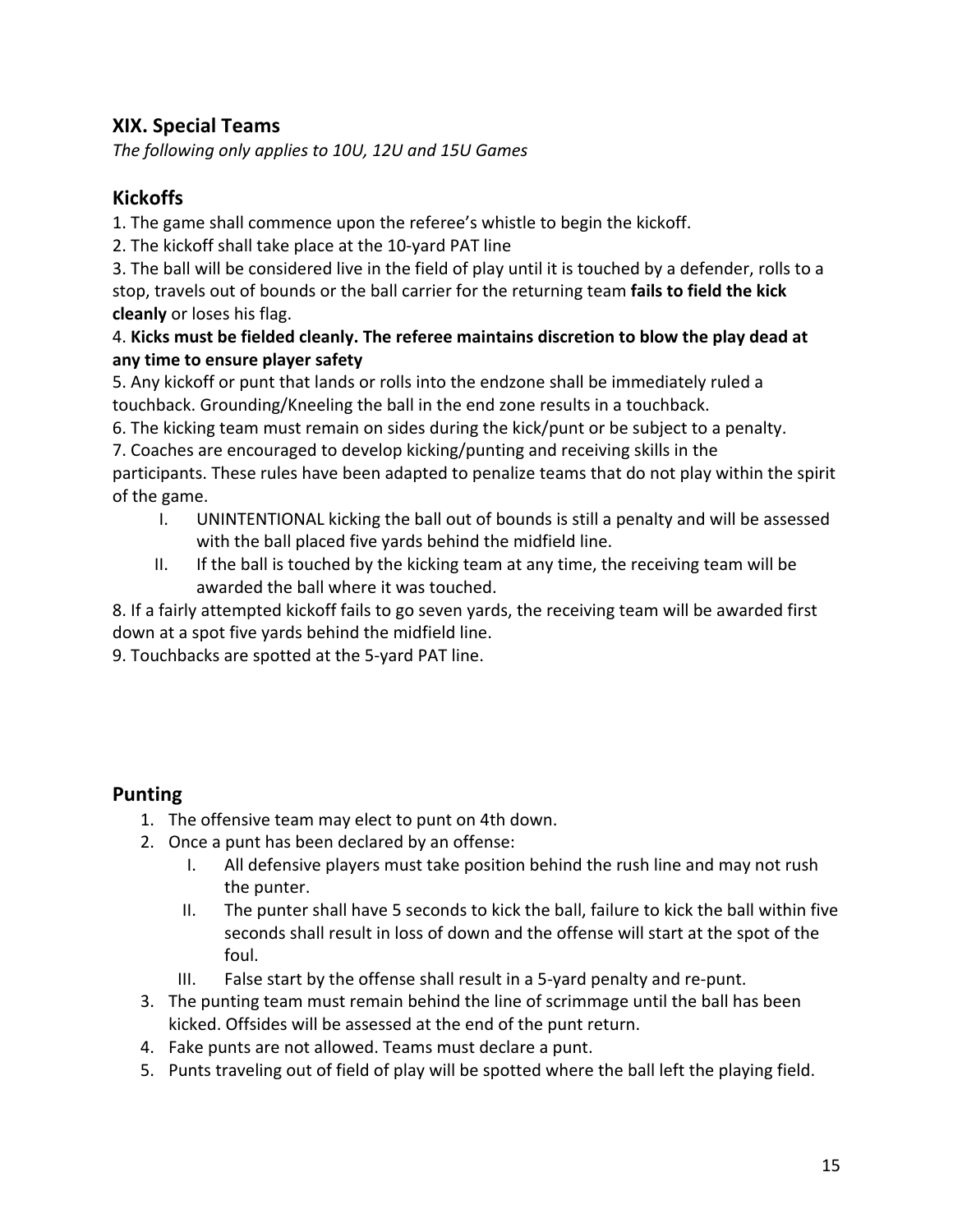## XIX. Special Teams

*The following only applies to 10U, 12U and 15U Games*

### Kickoffs

1. The game shall commence upon the referee's whistle to begin the kickoff.
2. The kickoff shall take place at the 10-yard PAT line
3. The ball will be considered live in the field of play until it is touched by a defender, rolls to a stop, travels out of bounds or the ball carrier for the returning team **fails to field the kick cleanly** or loses his flag.
4. **Kicks must be fielded cleanly. The referee maintains discretion to blow the play dead at any time to ensure player safety**
5. Any kickoff or punt that lands or rolls into the endzone shall be immediately ruled a touchback. Grounding/Kneeling the ball in the end zone results in a touchback.
6. The kicking team must remain on sides during the kick/punt or be subject to a penalty.
7. Coaches are encouraged to develop kicking/punting and receiving skills in the participants. These rules have been adapted to penalize teams that do not play within the spirit of the game.
    I. UNINTENTIONAL kicking the ball out of bounds is still a penalty and will be assessed with the ball placed five yards behind the midfield line.
    II. If the ball is touched by the kicking team at any time, the receiving team will be awarded the ball where it was touched.
8. If a fairly attempted kickoff fails to go seven yards, the receiving team will be awarded first down at a spot five yards behind the midfield line.
9. Touchbacks are spotted at the 5-yard PAT line.

### Punting

1. The offensive team may elect to punt on 4th down.
2. Once a punt has been declared by an offense:
    I. All defensive players must take position behind the rush line and may not rush the punter.
    II. The punter shall have 5 seconds to kick the ball, failure to kick the ball within five seconds shall result in loss of down and the offense will start at the spot of the foul.
    III. False start by the offense shall result in a 5-yard penalty and re-punt.
3. The punting team must remain behind the line of scrimmage until the ball has been kicked. Offsides will be assessed at the end of the punt return.
4. Fake punts are not allowed. Teams must declare a punt.
5. Punts traveling out of field of play will be spotted where the ball left the playing field.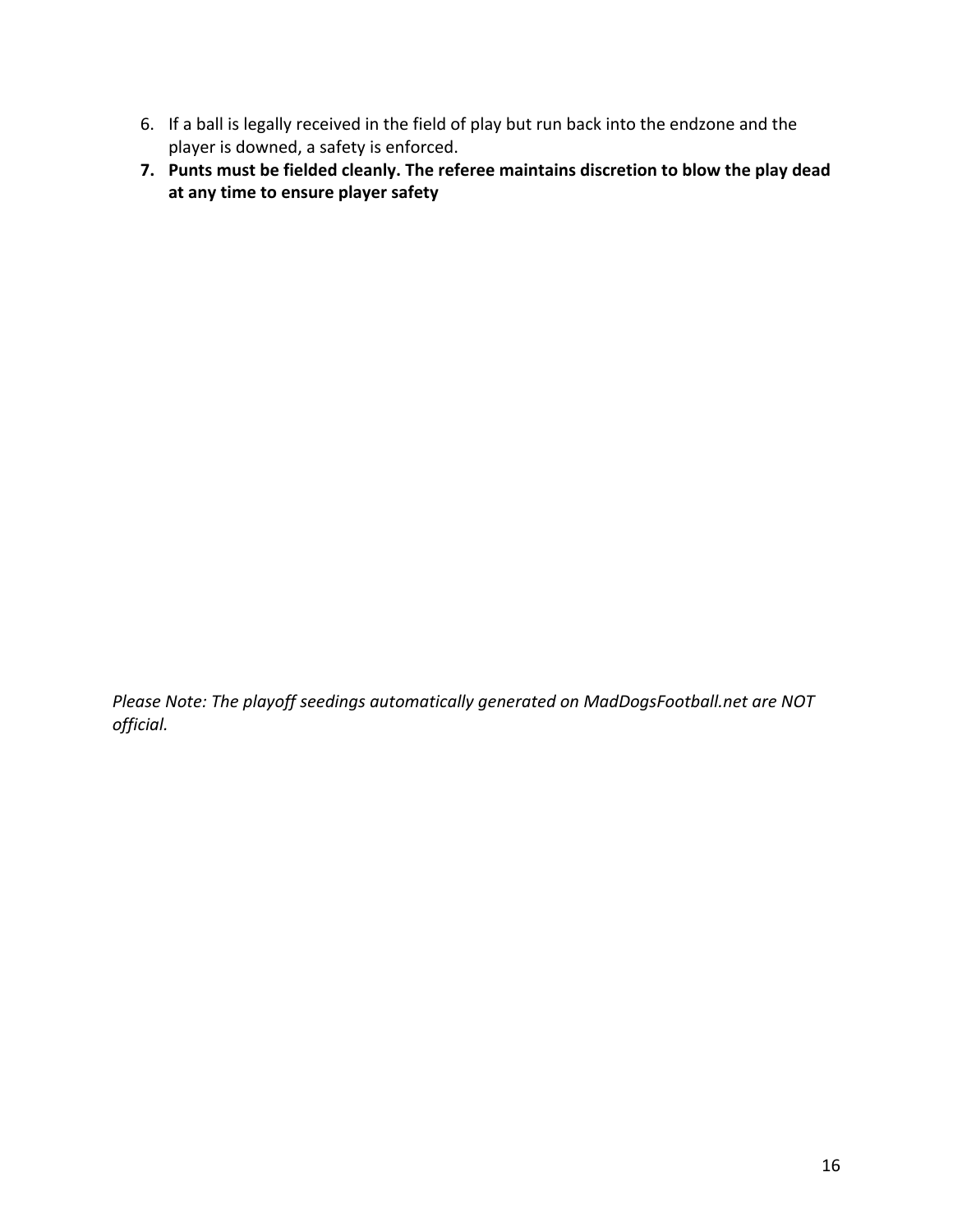6. If a ball is legally received in the field of play but run back into the endzone and the player is downed, a safety is enforced.
7. **Punts must be fielded cleanly. The referee maintains discretion to blow the play dead at any time to ensure player safety**

*Please Note: The playoff seedings automatically generated on MadDogsFootball.net are NOT official.*